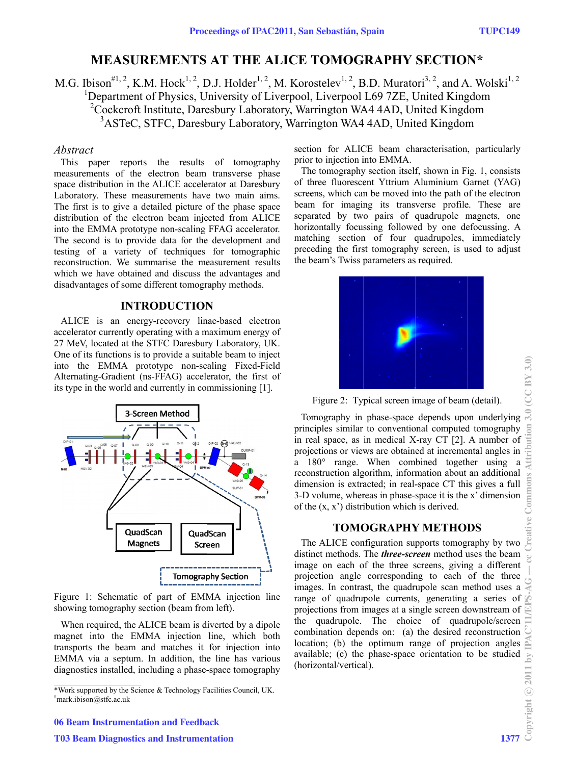# MEASUREMENTS AT THE ALICE TOMOGRAPHY SECTION*

M.G. Ibison[#1, 2], K.M. Hock[1, 2], D.J. Holder[1, 2], M. Korostelev[1, 2], B.D. Muratori[3, 2], and A. Wolski[1, 2]

[1]Department of Physics, University of Liverpool, Liverpool L69 7ZE, United Kingdom
[2]Cockcroft Institute, Daresbury Laboratory, Warrington WA4 4AD, United Kingdom
[3]ASTeC, STFC, Daresbury Laboratory, Warrington WA4 4AD, United Kingdom

## Abstract

This paper reports the results of tomography measurements of the electron beam transverse phase space distribution in the ALICE accelerator at Daresbury Laboratory. These measurements have two main aims. The first is to give a detailed picture of the phase space distribution of the electron beam injected from ALICE into the EMMA prototype non-scaling FFAG accelerator. The second is to provide data for the development and testing of a variety of techniques for tomographic reconstruction. We summarise the measurement results which we have obtained and discuss the advantages and disadvantages of some different tomography methods.

## INTRODUCTION

ALICE is an energy-recovery linac-based electron accelerator currently operating with a maximum energy of 27 MeV, located at the STFC Daresbury Laboratory, UK. One of its functions is to provide a suitable beam to inject into the EMMA prototype non-scaling Fixed-Field Alternating-Gradient (ns-FFAG) accelerator, the first of its type in the world and currently in commissioning [1].

Figure 1: Schematic of part of EMMA injection line showing tomography section (beam from left).

When required, the ALICE beam is diverted by a dipole magnet into the EMMA injection line, which both transports the beam and matches it for injection into EMMA via a septum. In addition, the line has various diagnostics installed, including a phase-space tomography section for ALICE beam characterisation, particularly prior to injection into EMMA.

The tomography section itself, shown in Fig. 1, consists of three fluorescent Yttrium Aluminium Garnet (YAG) screens, which can be moved into the path of the electron beam for imaging its transverse profile. These are separated by two pairs of quadrupole magnets, one horizontally focussing followed by one defocussing. A matching section of four quadrupoles, immediately preceding the first tomography screen, is used to adjust the beam's Twiss parameters as required.

Figure 2: Typical screen image of beam (detail).

Tomography in phase-space depends upon underlying principles similar to conventional computed tomography in real space, as in medical X-ray CT [2]. A number of projections or views are obtained at incremental angles in a 180° range. When combined together using a reconstruction algorithm, information about an additional dimension is extracted; in real-space CT this gives a full 3-D volume, whereas in phase-space it is the x' dimension of the (x, x') distribution which is derived.

## TOMOGRAPHY METHODS

The ALICE configuration supports tomography by two distinct methods. The ***three-screen*** method uses the beam image on each of the three screens, giving a different projection angle corresponding to each of the three images. In contrast, the quadrupole scan method uses a range of quadrupole currents, generating a series of projections from images at a single screen downstream of the quadrupole. The choice of quadrupole/screen combination depends on: (a) the desired reconstruction location; (b) the optimum range of projection angles available; (c) the phase-space orientation to be studied (horizontal/vertical).

---

*Work supported by the Science & Technology Facilities Council, UK.
#mark.ibison@stfc.ac.uk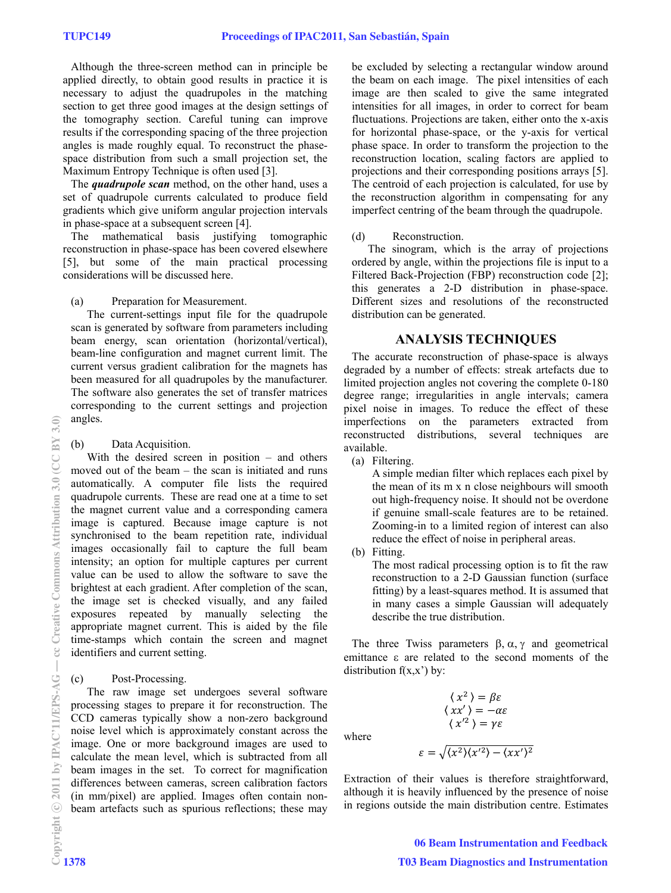Although the three-screen method can in principle be applied directly, to obtain good results in practice it is necessary to adjust the quadrupoles in the matching section to get three good images at the design settings of the tomography section. Careful tuning can improve results if the corresponding spacing of the three projection angles is made roughly equal. To reconstruct the phase-space distribution from such a small projection set, the Maximum Entropy Technique is often used [3].

The ***quadrupole scan*** method, on the other hand, uses a set of quadrupole currents calculated to produce field gradients which give uniform angular projection intervals in phase-space at a subsequent screen [4].

The mathematical basis justifying tomographic reconstruction in phase-space has been covered elsewhere [5], but some of the main practical processing considerations will be discussed here.

(a) Preparation for Measurement.

The current-settings input file for the quadrupole scan is generated by software from parameters including beam energy, scan orientation (horizontal/vertical), beam-line configuration and magnet current limit. The current versus gradient calibration for the magnets has been measured for all quadrupoles by the manufacturer. The software also generates the set of transfer matrices corresponding to the current settings and projection angles.

(b) Data Acquisition.

With the desired screen in position – and others moved out of the beam – the scan is initiated and runs automatically. A computer file lists the required quadrupole currents. These are read one at a time to set the magnet current value and a corresponding camera image is captured. Because image capture is not synchronised to the beam repetition rate, individual images occasionally fail to capture the full beam intensity; an option for multiple captures per current value can be used to allow the software to save the brightest at each gradient. After completion of the scan, the image set is checked visually, and any failed exposures repeated by manually selecting the appropriate magnet current. This is aided by the file time-stamps which contain the screen and magnet identifiers and current setting.

(c) Post-Processing.

The raw image set undergoes several software processing stages to prepare it for reconstruction. The CCD cameras typically show a non-zero background noise level which is approximately constant across the image. One or more background images are used to calculate the mean level, which is subtracted from all beam images in the set. To correct for magnification differences between cameras, screen calibration factors (in mm/pixel) are applied. Images often contain non-beam artefacts such as spurious reflections; these may be excluded by selecting a rectangular window around the beam on each image. The pixel intensities of each image are then scaled to give the same integrated intensities for all images, in order to correct for beam fluctuations. Projections are taken, either onto the x-axis for horizontal phase-space, or the y-axis for vertical phase space. In order to transform the projection to the reconstruction location, scaling factors are applied to projections and their corresponding positions arrays [5]. The centroid of each projection is calculated, for use by the reconstruction algorithm in compensating for any imperfect centring of the beam through the quadrupole.

(d) Reconstruction.

The sinogram, which is the array of projections ordered by angle, within the projections file is input to a Filtered Back-Projection (FBP) reconstruction code [2]; this generates a 2-D distribution in phase-space. Different sizes and resolutions of the reconstructed distribution can be generated.

## ANALYSIS TECHNIQUES

The accurate reconstruction of phase-space is always degraded by a number of effects: streak artefacts due to limited projection angles not covering the complete 0-180 degree range; irregularities in angle intervals; camera pixel noise in images. To reduce the effect of these imperfections on the parameters extracted from reconstructed distributions, several techniques are available.

(a) Filtering.

A simple median filter which replaces each pixel by the mean of its m x n close neighbours will smooth out high-frequency noise. It should not be overdone if genuine small-scale features are to be retained. Zooming-in to a limited region of interest can also reduce the effect of noise in peripheral areas.

(b) Fitting.

The most radical processing option is to fit the raw reconstruction to a 2-D Gaussian function (surface fitting) by a least-squares method. It is assumed that in many cases a simple Gaussian will adequately describe the true distribution.

The three Twiss parameters $\beta, \alpha, \gamma$ and geometrical emittance $\varepsilon$ are related to the second moments of the distribution $f(x,x')$ by:

$$\langle x^2 \rangle = \beta\varepsilon$$
$$\langle xx' \rangle = -\alpha\varepsilon$$
$$\langle x'^2 \rangle = \gamma\varepsilon$$

where

$$\varepsilon = \sqrt{\langle x^2 \rangle \langle x'^2 \rangle - \langle xx' \rangle^2}$$

Extraction of their values is therefore straightforward, although it is heavily influenced by the presence of noise in regions outside the main distribution centre. Estimates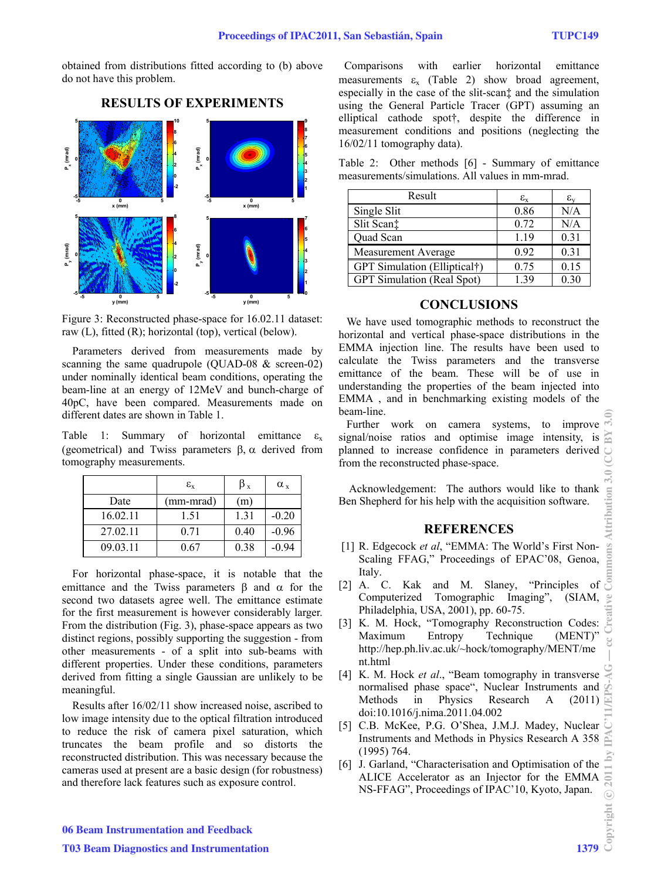obtained from distributions fitted according to (b) above do not have this problem.

## RESULTS OF EXPERIMENTS

5
10
8
6
4
2
0
-2
-5
-5
0
5
x (mm)
$P_x$ (mrad)

5
9
8
7
6
5
4
3
2
1
-5
-5
0
5
x (mm)
$P_x$ (mrad)

5
8
6
4
2
0
-2
-5
-5
0
5
y (mm)
$P_y$ (mrad)

5
7
6
5
4
3
2
1
0
-5
-5
0
5
y (mm)
$P_y$ (mrad)

Figure 3: Reconstructed phase-space for 16.02.11 dataset: raw (L), fitted (R); horizontal (top), vertical (below).

Parameters derived from measurements made by scanning the same quadrupole (QUAD-08 & screen-02) under nominally identical beam conditions, operating the beam-line at an energy of 12MeV and bunch-charge of 40pC, have been compared. Measurements made on different dates are shown in Table 1.

Table 1: Summary of horizontal emittance $\varepsilon_x$ (geometrical) and Twiss parameters $\beta$, $\alpha$ derived from tomography measurements.

| | $\varepsilon_x$ | $\beta_x$ | $\alpha_x$ |
|---|---|---|---|
| Date | (mm-mrad) | (m) | |
| 16.02.11 | 1.51 | 1.31 | -0.20 |
| 27.02.11 | 0.71 | 0.40 | -0.96 |
| 09.03.11 | 0.67 | 0.38 | -0.94 |

For horizontal phase-space, it is notable that the emittance and the Twiss parameters $\beta$ and $\alpha$ for the second two datasets agree well. The emittance estimate for the first measurement is however considerably larger. From the distribution (Fig. 3), phase-space appears as two distinct regions, possibly supporting the suggestion - from other measurements - of a split into sub-beams with different properties. Under these conditions, parameters derived from fitting a single Gaussian are unlikely to be meaningful.

Results after 16/02/11 show increased noise, ascribed to low image intensity due to the optical filtration introduced to reduce the risk of camera pixel saturation, which truncates the beam profile and so distorts the reconstructed distribution. This was necessary because the cameras used at present are a basic design (for robustness) and therefore lack features such as exposure control.

Comparisons with earlier horizontal emittance measurements $\varepsilon_x$ (Table 2) show broad agreement, especially in the case of the slit-scan‡ and the simulation using the General Particle Tracer (GPT) assuming an elliptical cathode spot†, despite the difference in measurement conditions and positions (neglecting the 16/02/11 tomography data).

Table 2: Other methods [6] - Summary of emittance measurements/simulations. All values in mm-mrad.

| Result | $\varepsilon_x$ | $\varepsilon_y$ |
|---|---|---|
| Single Slit | 0.86 | N/A |
| Slit Scan‡ | 0.72 | N/A |
| Quad Scan | 1.19 | 0.31 |
| Measurement Average | 0.92 | 0.31 |
| GPT Simulation (Elliptical†) | 0.75 | 0.15 |
| GPT Simulation (Real Spot) | 1.39 | 0.30 |

## CONCLUSIONS

We have used tomographic methods to reconstruct the horizontal and vertical phase-space distributions in the EMMA injection line. The results have been used to calculate the Twiss parameters and the transverse emittance of the beam. These will be of use in understanding the properties of the beam injected into EMMA , and in benchmarking existing models of the beam-line.

Further work on camera systems, to improve signal/noise ratios and optimise image intensity, is planned to increase confidence in parameters derived from the reconstructed phase-space.

Acknowledgement: The authors would like to thank Ben Shepherd for his help with the acquisition software.

## REFERENCES

[1] R. Edgecock *et al*, "EMMA: The World's First Non-Scaling FFAG," Proceedings of EPAC'08, Genoa, Italy.

[2] A. C. Kak and M. Slaney, "Principles of Computerized Tomographic Imaging", (SIAM, Philadelphia, USA, 2001), pp. 60-75.

[3] K. M. Hock, "Tomography Reconstruction Codes: Maximum Entropy Technique (MENT)" http://hep.ph.liv.ac.uk/~hock/tomography/MENT/ment.html

[4] K. M. Hock *et al*., "Beam tomography in transverse normalised phase space", Nuclear Instruments and Methods in Physics Research A (2011) doi:10.1016/j.nima.2011.04.002

[5] C.B. McKee, P.G. O'Shea, J.M.J. Madey, Nuclear Instruments and Methods in Physics Research A 358 (1995) 764.

[6] J. Garland, "Characterisation and Optimisation of the ALICE Accelerator as an Injector for the EMMA NS-FFAG", Proceedings of IPAC'10, Kyoto, Japan.